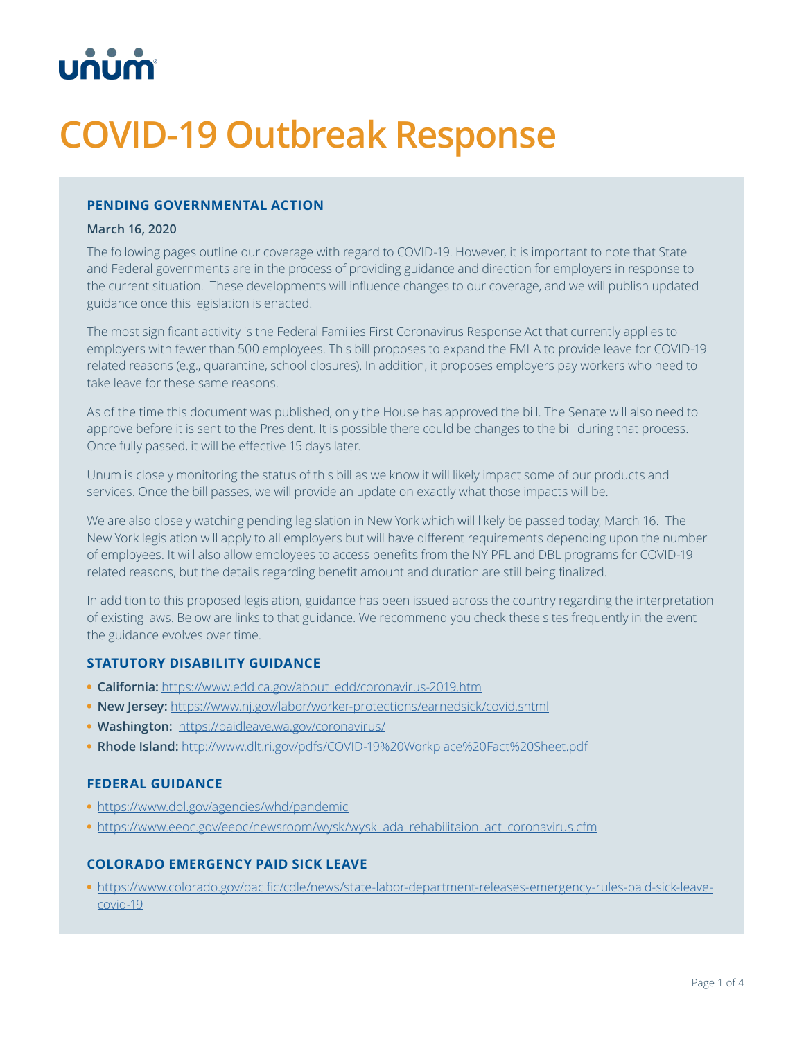unum

# COVID-19 Outbreak Response

## PENDING GOVERNMENTAL ACTION

**March 16, 2020**

The following pages outline our coverage with regard to COVID-19. However, it is important to note that State and Federal governments are in the process of providing guidance and direction for employers in response to the current situation. These developments will influence changes to our coverage, and we will publish updated guidance once this legislation is enacted.

The most significant activity is the Federal Families First Coronavirus Response Act that currently applies to employers with fewer than 500 employees. This bill proposes to expand the FMLA to provide leave for COVID-19 related reasons (e.g., quarantine, school closures). In addition, it proposes employers pay workers who need to take leave for these same reasons.

As of the time this document was published, only the House has approved the bill. The Senate will also need to approve before it is sent to the President. It is possible there could be changes to the bill during that process. Once fully passed, it will be effective 15 days later.

Unum is closely monitoring the status of this bill as we know it will likely impact some of our products and services. Once the bill passes, we will provide an update on exactly what those impacts will be.

We are also closely watching pending legislation in New York which will likely be passed today, March 16. The New York legislation will apply to all employers but will have different requirements depending upon the number of employees. It will also allow employees to access benefits from the NY PFL and DBL programs for COVID-19 related reasons, but the details regarding benefit amount and duration are still being finalized.

In addition to this proposed legislation, guidance has been issued across the country regarding the interpretation of existing laws. Below are links to that guidance. We recommend you check these sites frequently in the event the guidance evolves over time.

### STATUTORY DISABILITY GUIDANCE

- **California:** https://www.edd.ca.gov/about_edd/coronavirus-2019.htm
- **New Jersey:** https://www.nj.gov/labor/worker-protections/earnedsick/covid.shtml
- **Washington:** https://paidleave.wa.gov/coronavirus/
- **Rhode Island:** http://www.dlt.ri.gov/pdfs/COVID-19%20Workplace%20Fact%20Sheet.pdf

### FEDERAL GUIDANCE

- https://www.dol.gov/agencies/whd/pandemic
- https://www.eeoc.gov/eeoc/newsroom/wysk/wysk_ada_rehabilitaion_act_coronavirus.cfm

### COLORADO EMERGENCY PAID SICK LEAVE

- https://www.colorado.gov/pacific/cdle/news/state-labor-department-releases-emergency-rules-paid-sick-leave-covid-19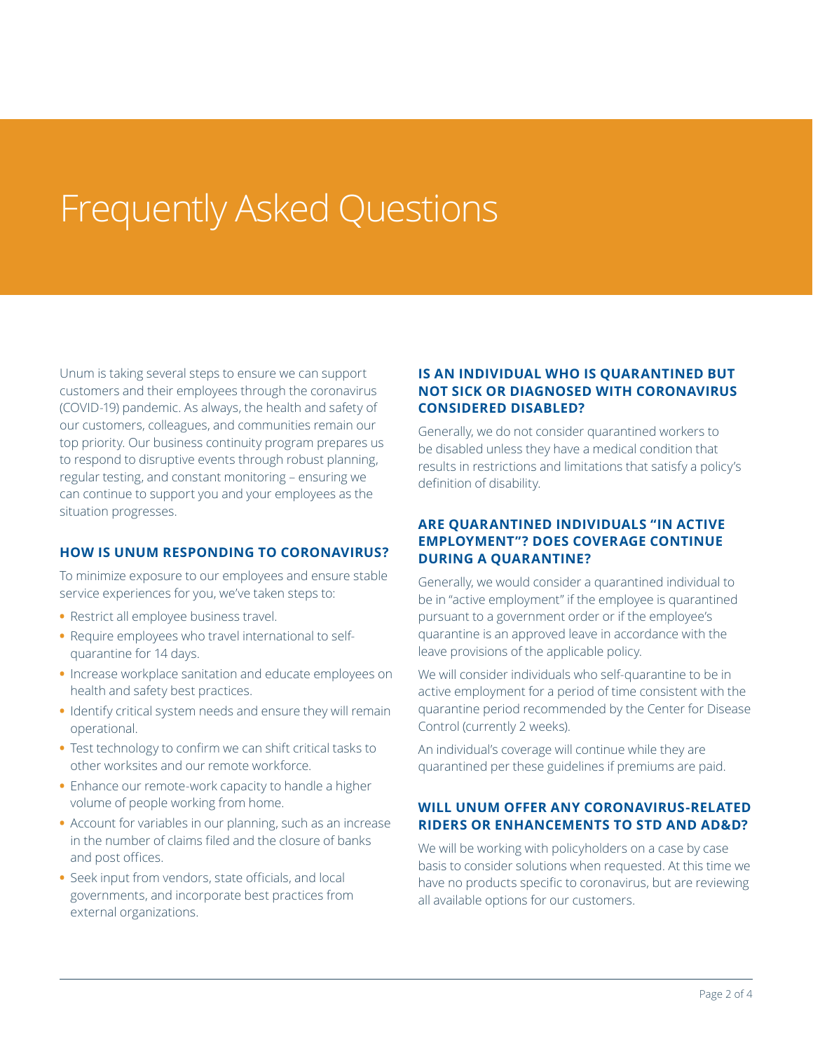# Frequently Asked Questions

Unum is taking several steps to ensure we can support customers and their employees through the coronavirus (COVID-19) pandemic. As always, the health and safety of our customers, colleagues, and communities remain our top priority. Our business continuity program prepares us to respond to disruptive events through robust planning, regular testing, and constant monitoring – ensuring we can continue to support you and your employees as the situation progresses.

### HOW IS UNUM RESPONDING TO CORONAVIRUS?

To minimize exposure to our employees and ensure stable service experiences for you, we've taken steps to:

- Restrict all employee business travel.
- Require employees who travel international to self-quarantine for 14 days.
- Increase workplace sanitation and educate employees on health and safety best practices.
- Identify critical system needs and ensure they will remain operational.
- Test technology to confirm we can shift critical tasks to other worksites and our remote workforce.
- Enhance our remote-work capacity to handle a higher volume of people working from home.
- Account for variables in our planning, such as an increase in the number of claims filed and the closure of banks and post offices.
- Seek input from vendors, state officials, and local governments, and incorporate best practices from external organizations.

### IS AN INDIVIDUAL WHO IS QUARANTINED BUT NOT SICK OR DIAGNOSED WITH CORONAVIRUS CONSIDERED DISABLED?

Generally, we do not consider quarantined workers to be disabled unless they have a medical condition that results in restrictions and limitations that satisfy a policy's definition of disability.

### ARE QUARANTINED INDIVIDUALS "IN ACTIVE EMPLOYMENT"? DOES COVERAGE CONTINUE DURING A QUARANTINE?

Generally, we would consider a quarantined individual to be in "active employment" if the employee is quarantined pursuant to a government order or if the employee's quarantine is an approved leave in accordance with the leave provisions of the applicable policy.

We will consider individuals who self-quarantine to be in active employment for a period of time consistent with the quarantine period recommended by the Center for Disease Control (currently 2 weeks).

An individual's coverage will continue while they are quarantined per these guidelines if premiums are paid.

### WILL UNUM OFFER ANY CORONAVIRUS-RELATED RIDERS OR ENHANCEMENTS TO STD AND AD&D?

We will be working with policyholders on a case by case basis to consider solutions when requested. At this time we have no products specific to coronavirus, but are reviewing all available options for our customers.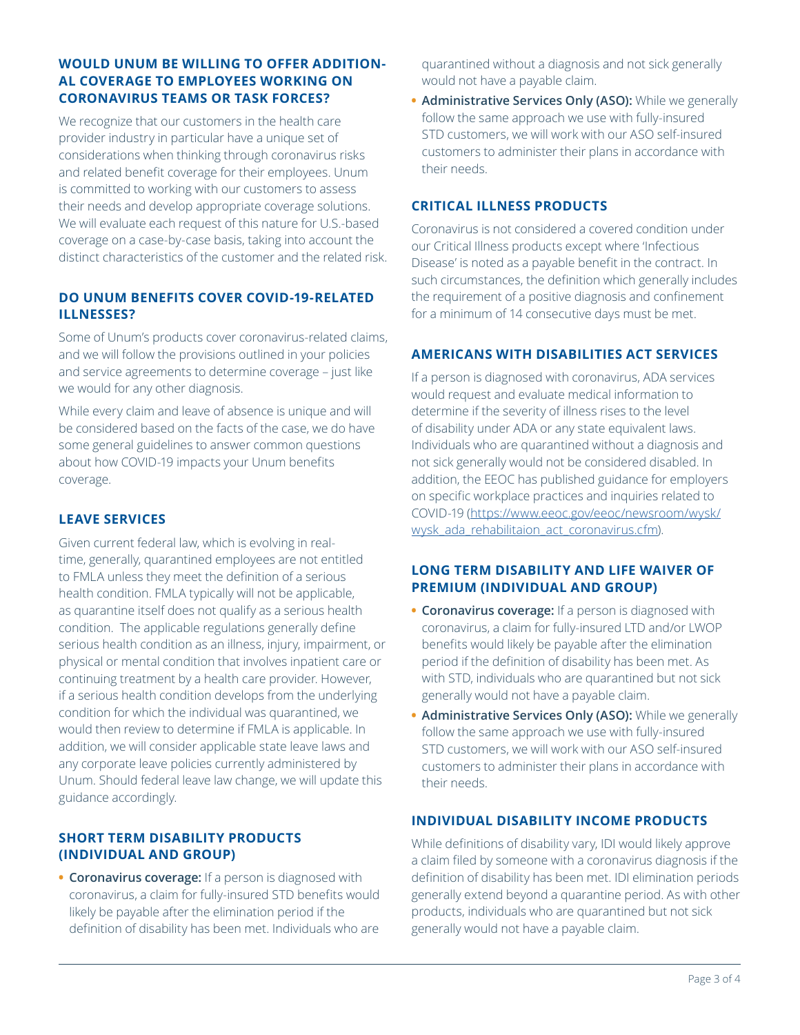### WOULD UNUM BE WILLING TO OFFER ADDITIONAL COVERAGE TO EMPLOYEES WORKING ON CORONAVIRUS TEAMS OR TASK FORCES?

We recognize that our customers in the health care provider industry in particular have a unique set of considerations when thinking through coronavirus risks and related benefit coverage for their employees. Unum is committed to working with our customers to assess their needs and develop appropriate coverage solutions. We will evaluate each request of this nature for U.S.-based coverage on a case-by-case basis, taking into account the distinct characteristics of the customer and the related risk.

### DO UNUM BENEFITS COVER COVID-19-RELATED ILLNESSES?

Some of Unum's products cover coronavirus-related claims, and we will follow the provisions outlined in your policies and service agreements to determine coverage – just like we would for any other diagnosis.

While every claim and leave of absence is unique and will be considered based on the facts of the case, we do have some general guidelines to answer common questions about how COVID-19 impacts your Unum benefits coverage.

### LEAVE SERVICES

Given current federal law, which is evolving in real-time, generally, quarantined employees are not entitled to FMLA unless they meet the definition of a serious health condition. FMLA typically will not be applicable, as quarantine itself does not qualify as a serious health condition. The applicable regulations generally define serious health condition as an illness, injury, impairment, or physical or mental condition that involves inpatient care or continuing treatment by a health care provider. However, if a serious health condition develops from the underlying condition for which the individual was quarantined, we would then review to determine if FMLA is applicable. In addition, we will consider applicable state leave laws and any corporate leave policies currently administered by Unum. Should federal leave law change, we will update this guidance accordingly.

### SHORT TERM DISABILITY PRODUCTS (INDIVIDUAL AND GROUP)

- **Coronavirus coverage:** If a person is diagnosed with coronavirus, a claim for fully-insured STD benefits would likely be payable after the elimination period if the definition of disability has been met. Individuals who are quarantined without a diagnosis and not sick generally would not have a payable claim.
- **Administrative Services Only (ASO):** While we generally follow the same approach we use with fully-insured STD customers, we will work with our ASO self-insured customers to administer their plans in accordance with their needs.

### CRITICAL ILLNESS PRODUCTS

Coronavirus is not considered a covered condition under our Critical Illness products except where 'Infectious Disease' is noted as a payable benefit in the contract. In such circumstances, the definition which generally includes the requirement of a positive diagnosis and confinement for a minimum of 14 consecutive days must be met.

### AMERICANS WITH DISABILITIES ACT SERVICES

If a person is diagnosed with coronavirus, ADA services would request and evaluate medical information to determine if the severity of illness rises to the level of disability under ADA or any state equivalent laws. Individuals who are quarantined without a diagnosis and not sick generally would not be considered disabled. In addition, the EEOC has published guidance for employers on specific workplace practices and inquiries related to COVID-19 (https://www.eeoc.gov/eeoc/newsroom/wysk/wysk_ada_rehabilitaion_act_coronavirus.cfm).

### LONG TERM DISABILITY AND LIFE WAIVER OF PREMIUM (INDIVIDUAL AND GROUP)

- **Coronavirus coverage:** If a person is diagnosed with coronavirus, a claim for fully-insured LTD and/or LWOP benefits would likely be payable after the elimination period if the definition of disability has been met. As with STD, individuals who are quarantined but not sick generally would not have a payable claim.
- **Administrative Services Only (ASO):** While we generally follow the same approach we use with fully-insured STD customers, we will work with our ASO self-insured customers to administer their plans in accordance with their needs.

### INDIVIDUAL DISABILITY INCOME PRODUCTS

While definitions of disability vary, IDI would likely approve a claim filed by someone with a coronavirus diagnosis if the definition of disability has been met. IDI elimination periods generally extend beyond a quarantine period. As with other products, individuals who are quarantined but not sick generally would not have a payable claim.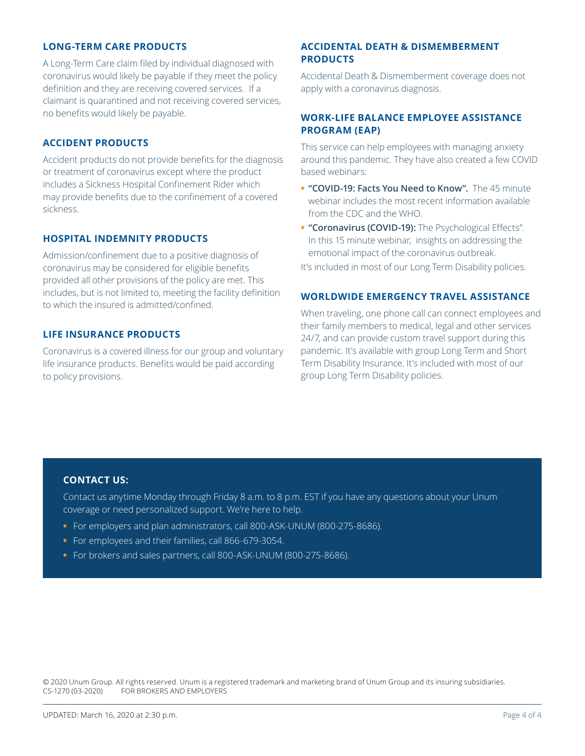### LONG-TERM CARE PRODUCTS

A Long-Term Care claim filed by individual diagnosed with coronavirus would likely be payable if they meet the policy definition and they are receiving covered services. If a claimant is quarantined and not receiving covered services, no benefits would likely be payable.

### ACCIDENT PRODUCTS

Accident products do not provide benefits for the diagnosis or treatment of coronavirus except where the product includes a Sickness Hospital Confinement Rider which may provide benefits due to the confinement of a covered sickness.

### HOSPITAL INDEMNITY PRODUCTS

Admission/confinement due to a positive diagnosis of coronavirus may be considered for eligible benefits provided all other provisions of the policy are met. This includes, but is not limited to, meeting the facility definition to which the insured is admitted/confined.

### LIFE INSURANCE PRODUCTS

Coronavirus is a covered illness for our group and voluntary life insurance products. Benefits would be paid according to policy provisions.

### ACCIDENTAL DEATH & DISMEMBERMENT PRODUCTS

Accidental Death & Dismemberment coverage does not apply with a coronavirus diagnosis.

### WORK-LIFE BALANCE EMPLOYEE ASSISTANCE PROGRAM (EAP)

This service can help employees with managing anxiety around this pandemic. They have also created a few COVID based webinars:

- **"COVID-19: Facts You Need to Know".** The 45 minute webinar includes the most recent information available from the CDC and the WHO.
- **"Coronavirus (COVID-19):** The Psychological Effects". In this 15 minute webinar, insights on addressing the emotional impact of the coronavirus outbreak.

It's included in most of our Long Term Disability policies.

### WORLDWIDE EMERGENCY TRAVEL ASSISTANCE

When traveling, one phone call can connect employees and their family members to medical, legal and other services 24/7, and can provide custom travel support during this pandemic. It's available with group Long Term and Short Term Disability Insurance. It's included with most of our group Long Term Disability policies.

### CONTACT US:

Contact us anytime Monday through Friday 8 a.m. to 8 p.m. EST if you have any questions about your Unum coverage or need personalized support. We're here to help.

- For employers and plan administrators, call 800-ASK-UNUM (800-275-8686).
- For employees and their families, call 866-679-3054.
- For brokers and sales partners, call 800-ASK-UNUM (800-275-8686).

© 2020 Unum Group. All rights reserved. Unum is a registered trademark and marketing brand of Unum Group and its insuring subsidiaries.
CS-1270 (03-2020) FOR BROKERS AND EMPLOYERS

UPDATED: March 16, 2020 at 2:30 p.m.